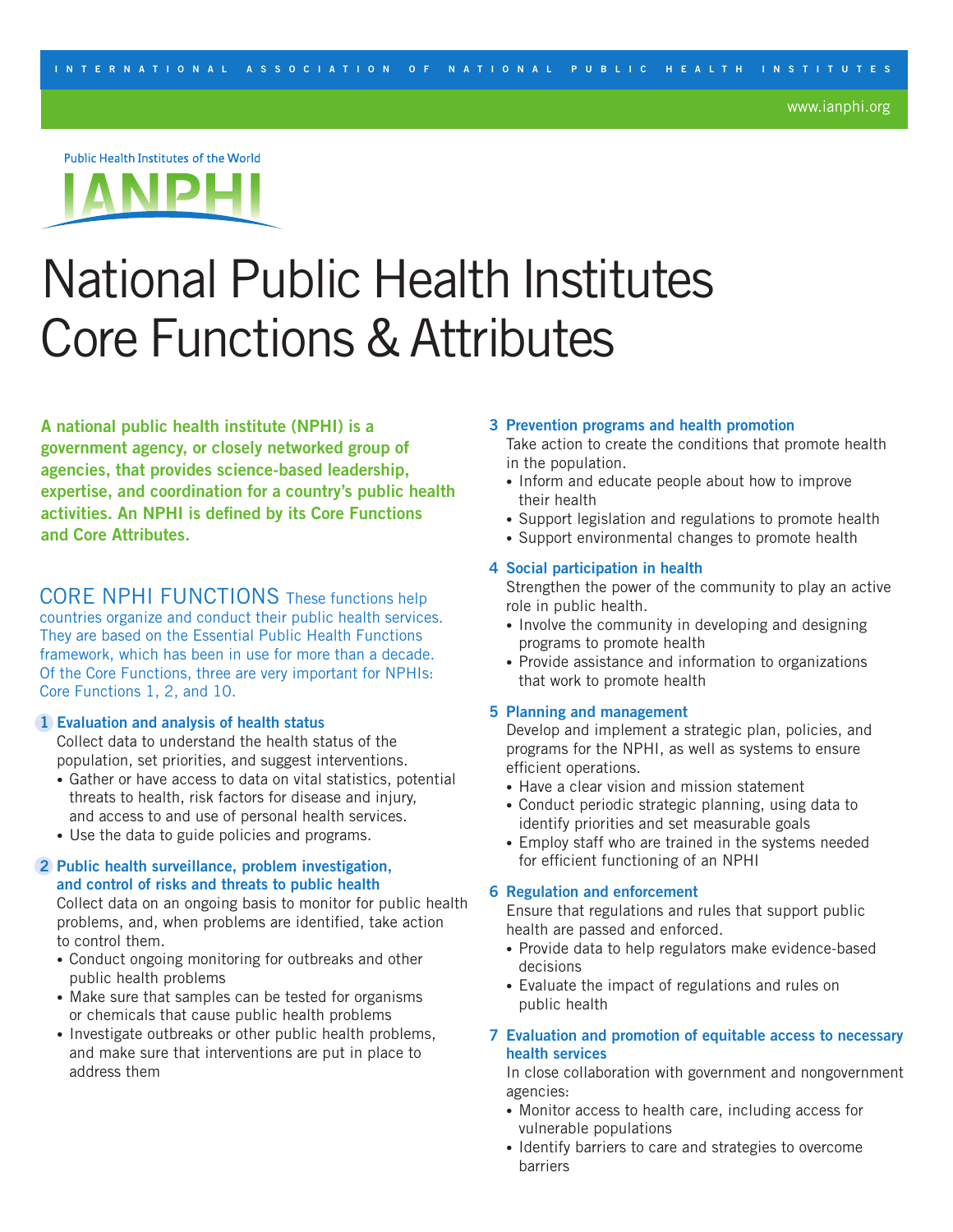INTERNATIONAL ASSOCIATION OF NATIONAL PUBLIC HEALTH INSTITUTES

www.ianphi.org

Public Health Institutes of the World

IANPHI

# National Public Health Institutes Core Functions & Attributes

**A national public health institute (NPHI) is a government agency, or closely networked group of agencies, that provides science-based leadership, expertise, and coordination for a country's public health activities. An NPHI is defined by its Core Functions and Core Attributes.**

## CORE NPHI FUNCTIONS

These functions help countries organize and conduct their public health services. They are based on the Essential Public Health Functions framework, which has been in use for more than a decade. Of the Core Functions, three are very important for NPHIs: Core Functions 1, 2, and 10.

### 1 Evaluation and analysis of health status

Collect data to understand the health status of the population, set priorities, and suggest interventions.

- Gather or have access to data on vital statistics, potential threats to health, risk factors for disease and injury, and access to and use of personal health services.
- Use the data to guide policies and programs.

### 2 Public health surveillance, problem investigation, and control of risks and threats to public health

Collect data on an ongoing basis to monitor for public health problems, and, when problems are identified, take action to control them.

- Conduct ongoing monitoring for outbreaks and other public health problems
- Make sure that samples can be tested for organisms or chemicals that cause public health problems
- Investigate outbreaks or other public health problems, and make sure that interventions are put in place to address them

### 3 Prevention programs and health promotion

Take action to create the conditions that promote health in the population.

- Inform and educate people about how to improve their health
- Support legislation and regulations to promote health
- Support environmental changes to promote health

### 4 Social participation in health

Strengthen the power of the community to play an active role in public health.

- Involve the community in developing and designing programs to promote health
- Provide assistance and information to organizations that work to promote health

### 5 Planning and management

Develop and implement a strategic plan, policies, and programs for the NPHI, as well as systems to ensure efficient operations.

- Have a clear vision and mission statement
- Conduct periodic strategic planning, using data to identify priorities and set measurable goals
- Employ staff who are trained in the systems needed for efficient functioning of an NPHI

### 6 Regulation and enforcement

Ensure that regulations and rules that support public health are passed and enforced.

- Provide data to help regulators make evidence-based decisions
- Evaluate the impact of regulations and rules on public health

### 7 Evaluation and promotion of equitable access to necessary health services

In close collaboration with government and nongovernment agencies:

- Monitor access to health care, including access for vulnerable populations
- Identify barriers to care and strategies to overcome barriers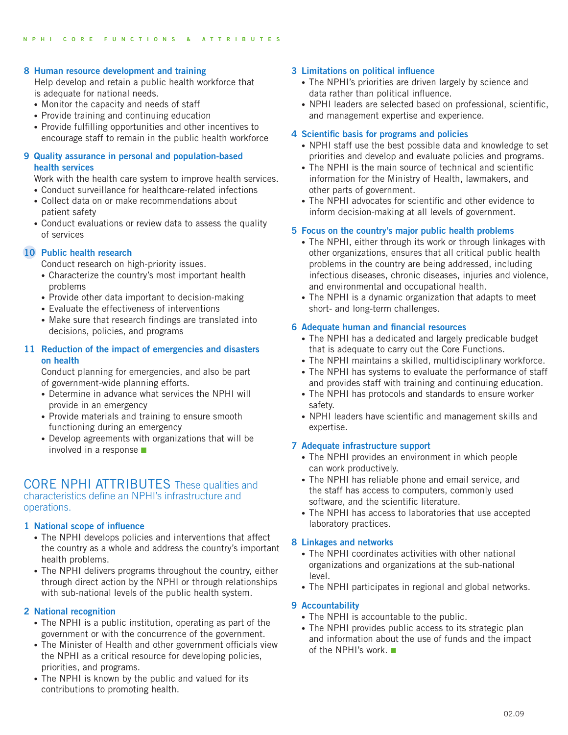**8 Human resource development and training**

Help develop and retain a public health workforce that is adequate for national needs.

- Monitor the capacity and needs of staff
- Provide training and continuing education
- Provide fulfilling opportunities and other incentives to encourage staff to remain in the public health workforce

**9 Quality assurance in personal and population-based health services**

Work with the health care system to improve health services.

- Conduct surveillance for healthcare-related infections
- Collect data on or make recommendations about patient safety
- Conduct evaluations or review data to assess the quality of services

**10 Public health research**

Conduct research on high-priority issues.

- Characterize the country's most important health problems
- Provide other data important to decision-making
- Evaluate the effectiveness of interventions
- Make sure that research findings are translated into decisions, policies, and programs

**11 Reduction of the impact of emergencies and disasters on health**

Conduct planning for emergencies, and also be part of government-wide planning efforts.

- Determine in advance what services the NPHI will provide in an emergency
- Provide materials and training to ensure smooth functioning during an emergency
- Develop agreements with organizations that will be involved in a response

## CORE NPHI ATTRIBUTES

These qualities and characteristics define an NPHI's infrastructure and operations.

**1 National scope of influence**

- The NPHI develops policies and interventions that affect the country as a whole and address the country's important health problems.
- The NPHI delivers programs throughout the country, either through direct action by the NPHI or through relationships with sub-national levels of the public health system.

**2 National recognition**

- The NPHI is a public institution, operating as part of the government or with the concurrence of the government.
- The Minister of Health and other government officials view the NPHI as a critical resource for developing policies, priorities, and programs.
- The NPHI is known by the public and valued for its contributions to promoting health.

**3 Limitations on political influence**

- The NPHI's priorities are driven largely by science and data rather than political influence.
- NPHI leaders are selected based on professional, scientific, and management expertise and experience.

**4 Scientific basis for programs and policies**

- NPHI staff use the best possible data and knowledge to set priorities and develop and evaluate policies and programs.
- The NPHI is the main source of technical and scientific information for the Ministry of Health, lawmakers, and other parts of government.
- The NPHI advocates for scientific and other evidence to inform decision-making at all levels of government.

**5 Focus on the country's major public health problems**

- The NPHI, either through its work or through linkages with other organizations, ensures that all critical public health problems in the country are being addressed, including infectious diseases, chronic diseases, injuries and violence, and environmental and occupational health.
- The NPHI is a dynamic organization that adapts to meet short- and long-term challenges.

**6 Adequate human and financial resources**

- The NPHI has a dedicated and largely predicable budget that is adequate to carry out the Core Functions.
- The NPHI maintains a skilled, multidisciplinary workforce.
- The NPHI has systems to evaluate the performance of staff and provides staff with training and continuing education.
- The NPHI has protocols and standards to ensure worker safety.
- NPHI leaders have scientific and management skills and expertise.

**7 Adequate infrastructure support**

- The NPHI provides an environment in which people can work productively.
- The NPHI has reliable phone and email service, and the staff has access to computers, commonly used software, and the scientific literature.
- The NPHI has access to laboratories that use accepted laboratory practices.

**8 Linkages and networks**

- The NPHI coordinates activities with other national organizations and organizations at the sub-national level.
- The NPHI participates in regional and global networks.

**9 Accountability**

- The NPHI is accountable to the public.
- The NPHI provides public access to its strategic plan and information about the use of funds and the impact of the NPHI's work.